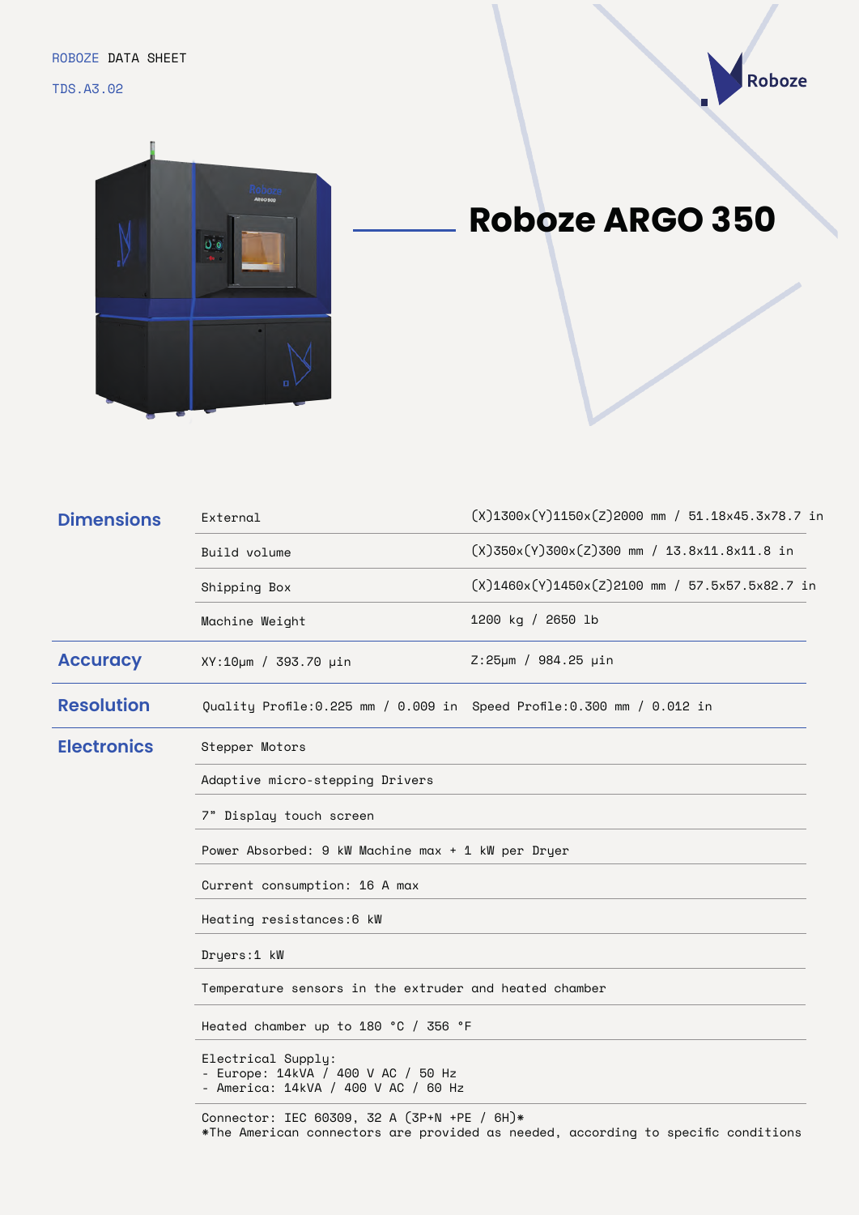ROBOZE DATA SHEET

TDS.A3.02

# Roboze ARGO 350

| | | |
|---|---|---|
| **Dimensions** | External | (X)1300x(Y)1150x(Z)2000 mm / 51.18x45.3x78.7 in |
| | Build volume | (X)350x(Y)300x(Z)300 mm / 13.8x11.8x11.8 in |
| | Shipping Box | (X)1460x(Y)1450x(Z)2100 mm / 57.5x57.5x82.7 in |
| | Machine Weight | 1200 kg / 2650 lb |
| **Accuracy** | XY:10μm / 393.70 μin | Z:25μm / 984.25 μin |
| **Resolution** | Quality Profile:0.225 mm / 0.009 in | Speed Profile:0.300 mm / 0.012 in |
| **Electronics** | Stepper Motors | |
| | Adaptive micro-stepping Drivers | |
| | 7" Display touch screen | |
| | Power Absorbed: 9 kW Machine max + 1 kW per Dryer | |
| | Current consumption: 16 A max | |
| | Heating resistances:6 kW | |
| | Dryers:1 kW | |
| | Temperature sensors in the extruder and heated chamber | |
| | Heated chamber up to 180 °C / 356 °F | |
| | Electrical Supply:<br>- Europe: 14kVA / 400 V AC / 50 Hz<br>- America: 14kVA / 400 V AC / 60 Hz | |
| | Connector: IEC 60309, 32 A (3P+N +PE / 6H)*<br>*The American connectors are provided as needed, according to specific conditions | |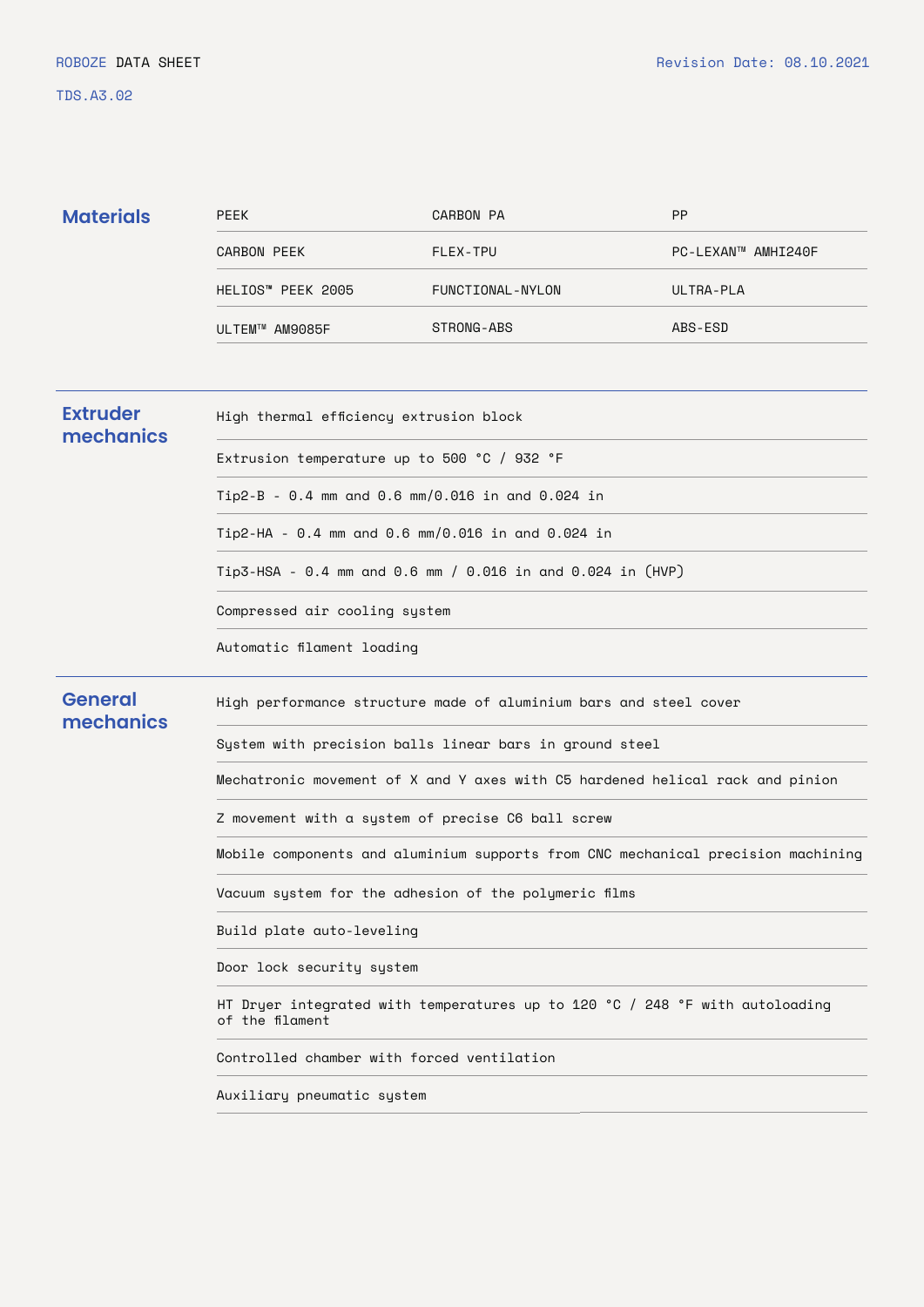## Materials

| | | |
|---|---|---|
| PEEK | CARBON PA | PP |
| CARBON PEEK | FLEX-TPU | PC-LEXAN™ AMHI240F |
| HELIOS™ PEEK 2005 | FUNCTIONAL-NYLON | ULTRA-PLA |
| ULTEM™ AM9085F | STRONG-ABS | ABS-ESD |

## Extruder mechanics

- High thermal efficiency extrusion block
- Extrusion temperature up to 500 °C / 932 °F
- Tip2-B - 0.4 mm and 0.6 mm/0.016 in and 0.024 in
- Tip2-HA - 0.4 mm and 0.6 mm/0.016 in and 0.024 in
- Tip3-HSA - 0.4 mm and 0.6 mm / 0.016 in and 0.024 in (HVP)
- Compressed air cooling system
- Automatic filament loading

## General mechanics

- High performance structure made of aluminium bars and steel cover
- System with precision balls linear bars in ground steel
- Mechatronic movement of X and Y axes with C5 hardened helical rack and pinion
- Z movement with a system of precise C6 ball screw
- Mobile components and aluminium supports from CNC mechanical precision machining
- Vacuum system for the adhesion of the polymeric films
- Build plate auto-leveling
- Door lock security system
- HT Dryer integrated with temperatures up to 120 °C / 248 °F with autoloading of the filament
- Controlled chamber with forced ventilation
- Auxiliary pneumatic system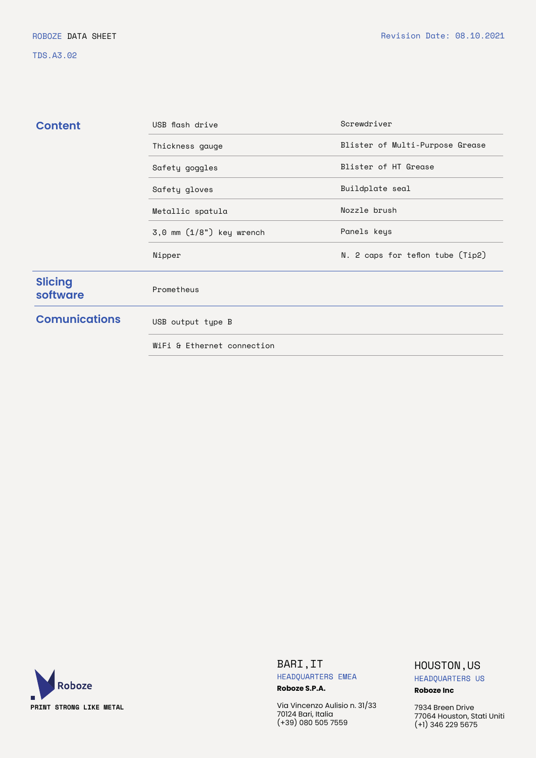| | | |
|---|---|---|
| **Content** | USB flash drive | Screwdriver |
| | Thickness gauge | Blister of Multi-Purpose Grease |
| | Safety goggles | Blister of HT Grease |
| | Safety gloves | Buildplate seal |
| | Metallic spatula | Nozzle brush |
| | 3,0 mm (1/8") key wrench | Panels keys |
| | Nipper | N. 2 caps for teflon tube (Tip2) |
| **Slicing software** | Prometheus | |
| **Comunications** | USB output type B | |
| | WiFi & Ethernet connection | |

Roboze

PRINT STRONG LIKE METAL

BARI, IT
HEADQUARTERS EMEA
**Roboze S.P.A.**

Via Vincenzo Aulisio n. 31/33
70124 Bari, Italia
(+39) 080 505 7559

HOUSTON, US
HEADQUARTERS US
**Roboze Inc**

7934 Breen Drive
77064 Houston, Stati Uniti
(+1) 346 229 5675